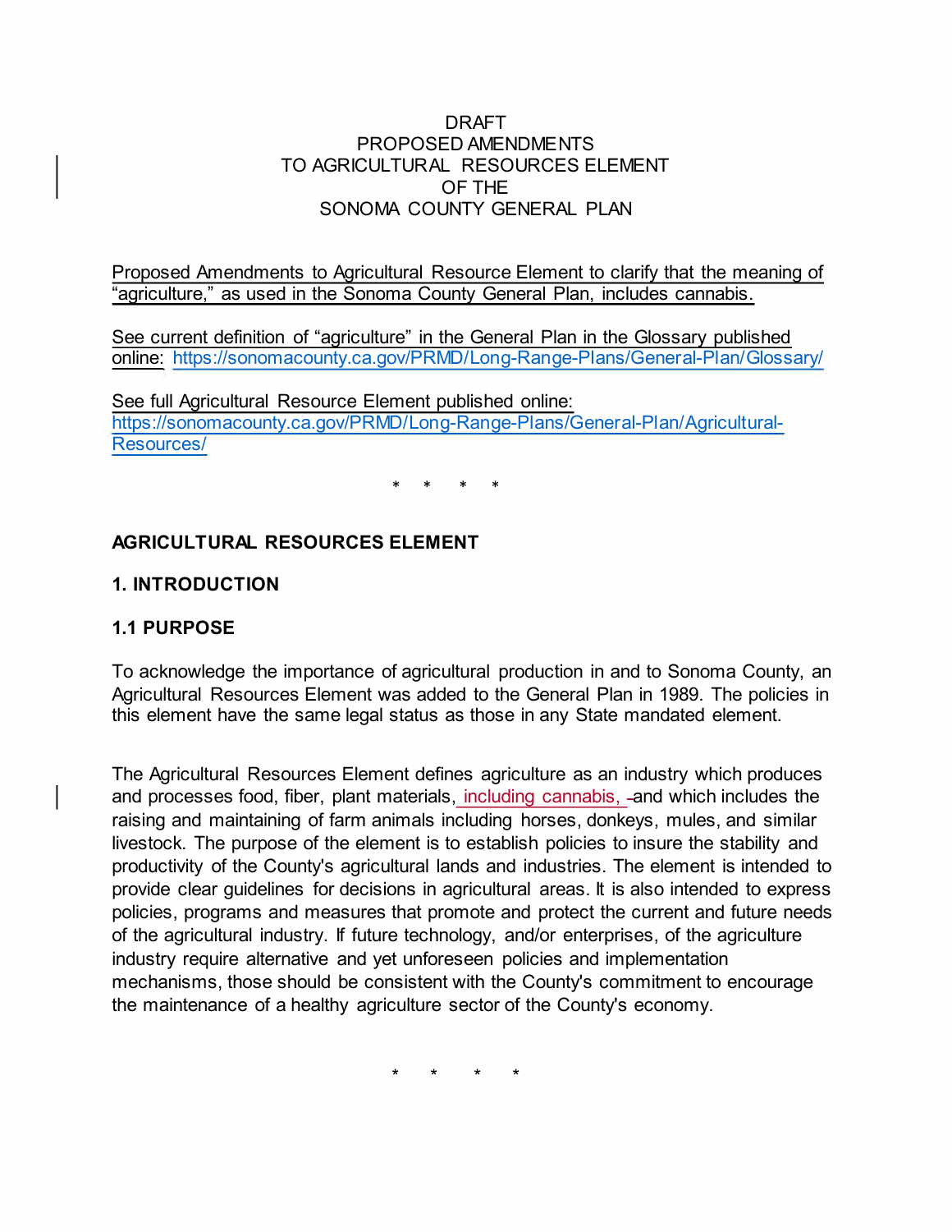DRAFT
PROPOSED AMENDMENTS
TO AGRICULTURAL RESOURCES ELEMENT
OF THE
SONOMA COUNTY GENERAL PLAN

Proposed Amendments to Agricultural Resource Element to clarify that the meaning of "agriculture," as used in the Sonoma County General Plan, includes cannabis.

See current definition of "agriculture" in the General Plan in the Glossary published online: https://sonomacounty.ca.gov/PRMD/Long-Range-Plans/General-Plan/Glossary/

See full Agricultural Resource Element published online: https://sonomacounty.ca.gov/PRMD/Long-Range-Plans/General-Plan/Agricultural-Resources/

\* \* \* \*

## AGRICULTURAL RESOURCES ELEMENT

### 1. INTRODUCTION

### 1.1 PURPOSE

To acknowledge the importance of agricultural production in and to Sonoma County, an Agricultural Resources Element was added to the General Plan in 1989. The policies in this element have the same legal status as those in any State mandated element.

The Agricultural Resources Element defines agriculture as an industry which produces and processes food, fiber, plant materials, including cannabis, and which includes the raising and maintaining of farm animals including horses, donkeys, mules, and similar livestock. The purpose of the element is to establish policies to insure the stability and productivity of the County's agricultural lands and industries. The element is intended to provide clear guidelines for decisions in agricultural areas. It is also intended to express policies, programs and measures that promote and protect the current and future needs of the agricultural industry. If future technology, and/or enterprises, of the agriculture industry require alternative and yet unforeseen policies and implementation mechanisms, those should be consistent with the County's commitment to encourage the maintenance of a healthy agriculture sector of the County's economy.

\* \* \* \*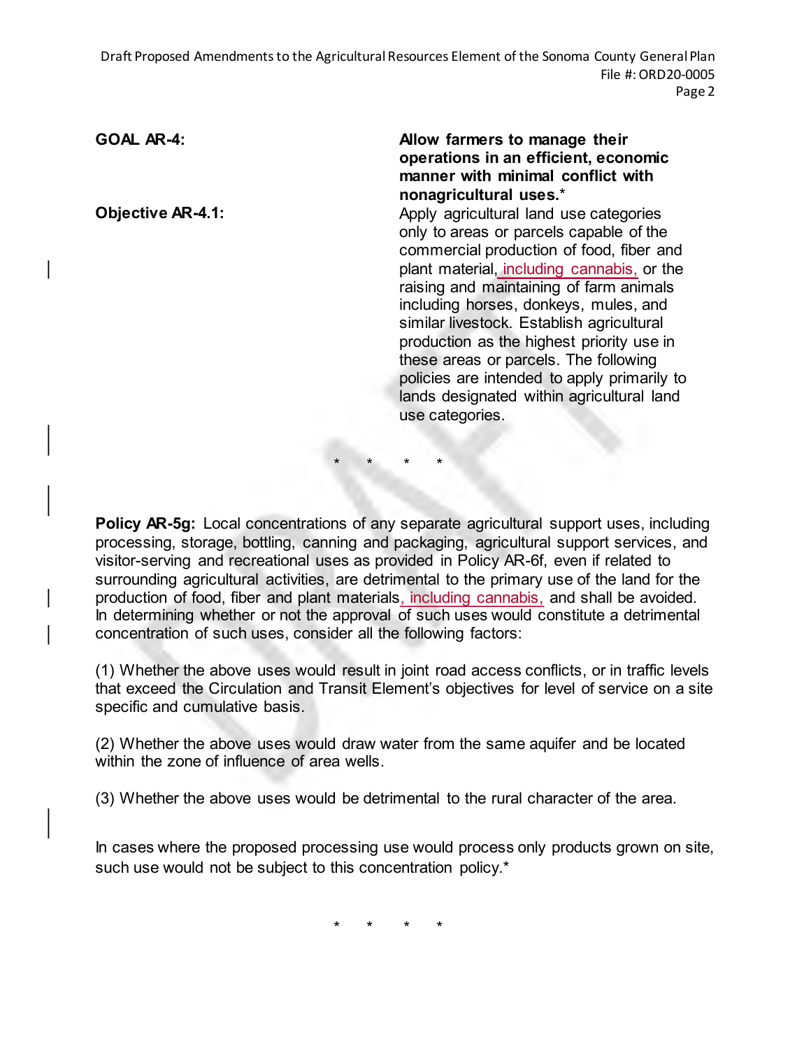**GOAL AR-4:** **Allow farmers to manage their operations in an efficient, economic manner with minimal conflict with nonagricultural uses.***

**Objective AR-4.1:** Apply agricultural land use categories only to areas or parcels capable of the commercial production of food, fiber and plant material, including cannabis, or the raising and maintaining of farm animals including horses, donkeys, mules, and similar livestock. Establish agricultural production as the highest priority use in these areas or parcels. The following policies are intended to apply primarily to lands designated within agricultural land use categories.

\* \* \* \*

**Policy AR-5g:** Local concentrations of any separate agricultural support uses, including processing, storage, bottling, canning and packaging, agricultural support services, and visitor-serving and recreational uses as provided in Policy AR-6f, even if related to surrounding agricultural activities, are detrimental to the primary use of the land for the production of food, fiber and plant materials, including cannabis, and shall be avoided. In determining whether or not the approval of such uses would constitute a detrimental concentration of such uses, consider all the following factors:

(1) Whether the above uses would result in joint road access conflicts, or in traffic levels that exceed the Circulation and Transit Element's objectives for level of service on a site specific and cumulative basis.

(2) Whether the above uses would draw water from the same aquifer and be located within the zone of influence of area wells.

(3) Whether the above uses would be detrimental to the rural character of the area.

In cases where the proposed processing use would process only products grown on site, such use would not be subject to this concentration policy.*

\* \* \* \*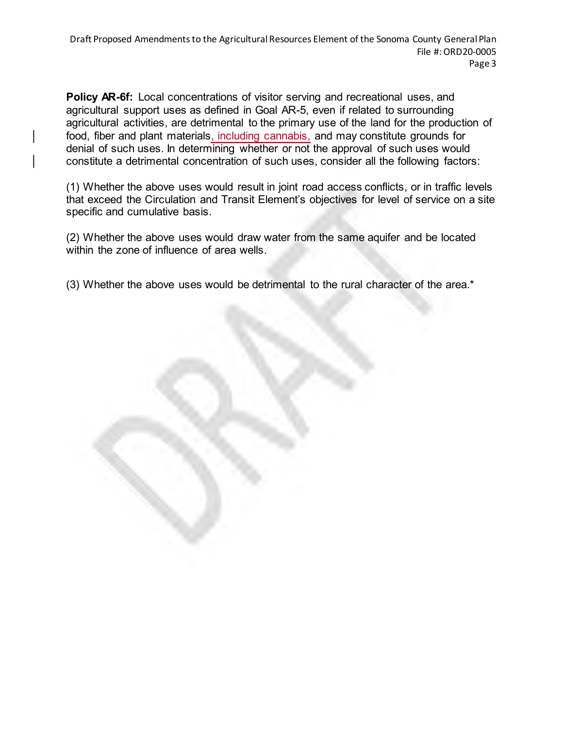**Policy AR-6f:** Local concentrations of visitor serving and recreational uses, and agricultural support uses as defined in Goal AR-5, even if related to surrounding agricultural activities, are detrimental to the primary use of the land for the production of food, fiber and plant materials, including cannabis, and may constitute grounds for denial of such uses. In determining whether or not the approval of such uses would constitute a detrimental concentration of such uses, consider all the following factors:

(1) Whether the above uses would result in joint road access conflicts, or in traffic levels that exceed the Circulation and Transit Element's objectives for level of service on a site specific and cumulative basis.

(2) Whether the above uses would draw water from the same aquifer and be located within the zone of influence of area wells.

(3) Whether the above uses would be detrimental to the rural character of the area.*